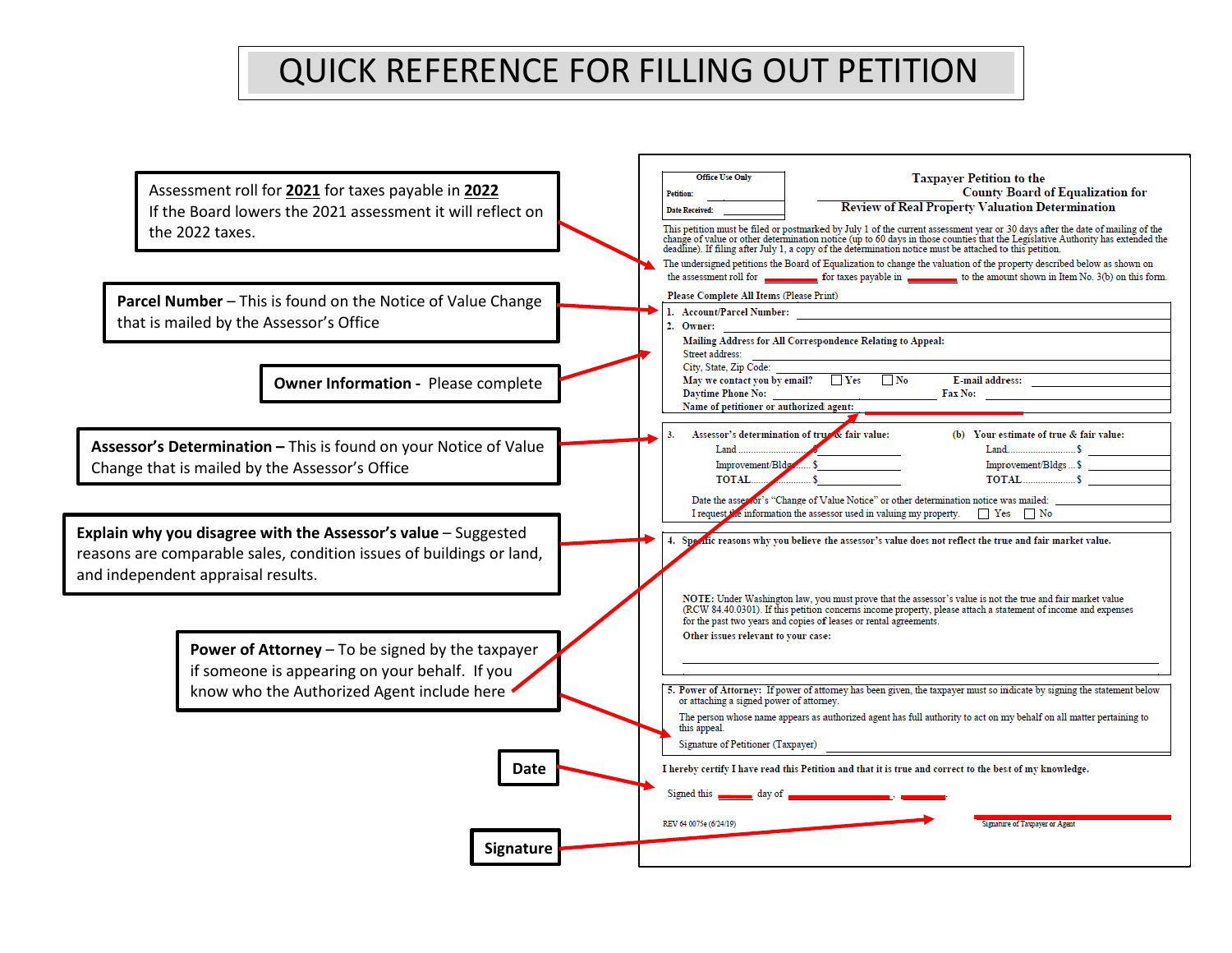# QUICK REFERENCE FOR FILLING OUT PETITION

Assessment roll for **2021** for taxes payable in **2022**
If the Board lowers the 2021 assessment it will reflect on the 2022 taxes.

**Parcel Number** – This is found on the Notice of Value Change that is mailed by the Assessor's Office

**Owner Information -** Please complete

**Assessor's Determination –** This is found on your Notice of Value Change that is mailed by the Assessor's Office

**Explain why you disagree with the Assessor's value** – Suggested reasons are comparable sales, condition issues of buildings or land, and independent appraisal results.

**Power of Attorney** – To be signed by the taxpayer if someone is appearing on your behalf. If you know who the Authorized Agent include here

**Date**

**Signature**

---

| Office Use Only | |
|---|---|
| Petition: | |
| Date Received: | |

**Taxpayer Petition to the ______ County Board of Equalization for Review of Real Property Valuation Determination**

This petition must be filed or postmarked by July 1 of the current assessment year or 30 days after the date of mailing of the change of value or other determination notice (up to 60 days in those counties that the Legislative Authority has extended the deadline). If filing after July 1, a copy of the determination notice must be attached to this petition.

The undersigned petitions the Board of Equalization to change the valuation of the property described below as shown on the assessment roll for ______ for taxes payable in ______ to the amount shown in Item No. 3(b) on this form.

**Please Complete All Items** (Please Print)

1. Account/Parcel Number: ______
2. Owner: ______

   **Mailing Address for All Correspondence Relating to Appeal:**
   Street address: ______
   City, State, Zip Code: ______
   **May we contact you by email?** ☐ Yes ☐ No **E-mail address:** ______
   **Daytime Phone No:** ______ **Fax No:** ______
   **Name of petitioner or authorized agent:** ______

3. **Assessor's determination of true & fair value:**
   Land .............................. $ ______
   Improvement/Bldgs ....... $ ______
   TOTAL.......................... $ ______

   **(b) Your estimate of true & fair value:**
   Land.............................. $ ______
   Improvement/Bldgs ... $ ______
   TOTAL.......................... $ ______

   Date the assessor's "Change of Value Notice" or other determination notice was mailed: ______
   I request the information the assessor used in valuing my property. ☐ Yes ☐ No

4. **Specific reasons why you believe the assessor's value does not reflect the true and fair market value.**

   **NOTE:** Under Washington law, you must prove that the assessor's value is not the true and fair market value (RCW 84.40.0301). If this petition concerns income property, please attach a statement of income and expenses for the past two years and copies of leases or rental agreements.

   **Other issues relevant to your case:**

5. **Power of Attorney:** If power of attorney has been given, the taxpayer must so indicate by signing the statement below or attaching a signed power of attorney.

   The person whose name appears as authorized agent has full authority to act on my behalf on all matter pertaining to this appeal.

   Signature of Petitioner (Taxpayer) ______

**I hereby certify I have read this Petition and that it is true and correct to the best of my knowledge.**

Signed this ______ day of ______, ______

______
Signature of Taxpayer or Agent

REV 64 0075e (6/24/19)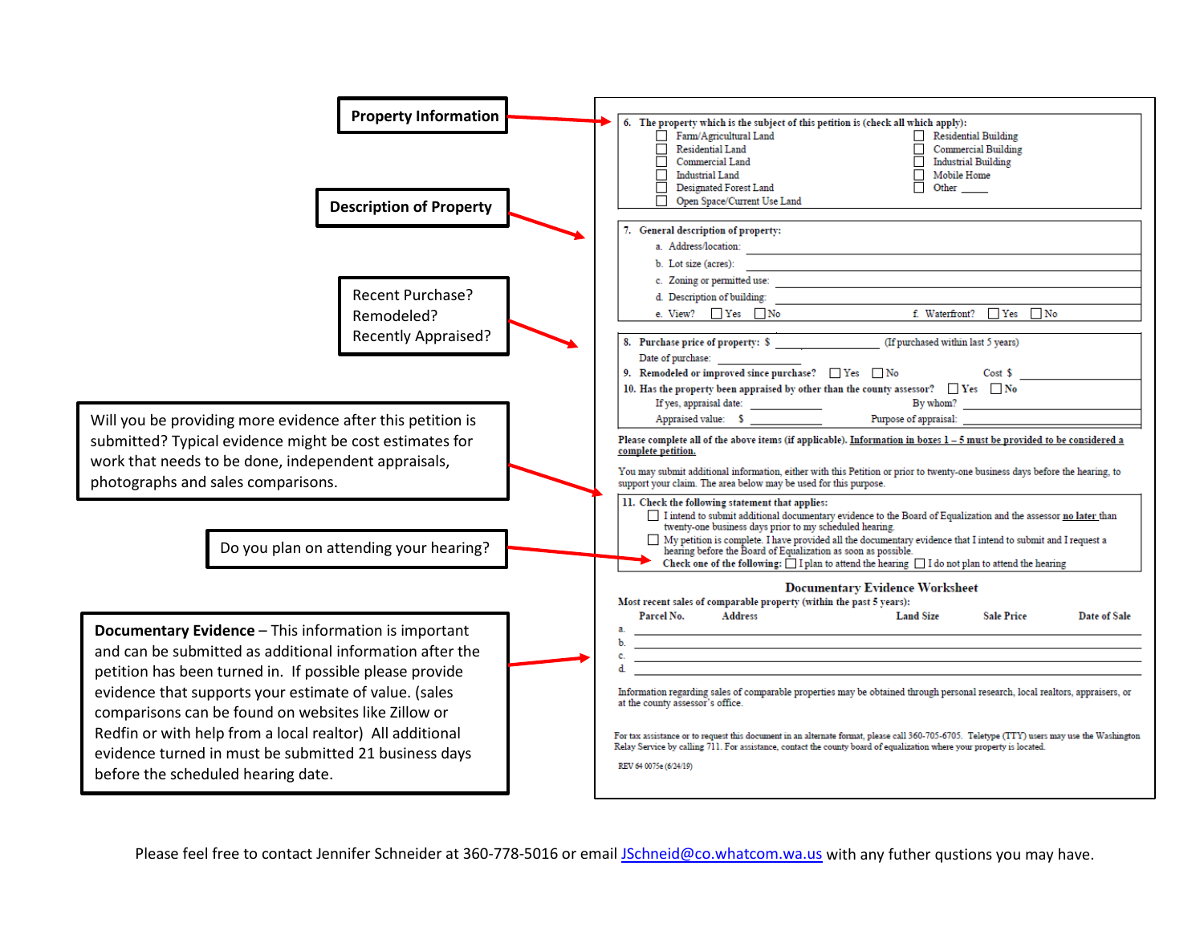**Property Information**

**Description of Property**

Recent Purchase?
Remodeled?
Recently Appraised?

Will you be providing more evidence after this petition is submitted? Typical evidence might be cost estimates for work that needs to be done, independent appraisals, photographs and sales comparisons.

Do you plan on attending your hearing?

**Documentary Evidence** – This information is important and can be submitted as additional information after the petition has been turned in. If possible please provide evidence that supports your estimate of value. (sales comparisons can be found on websites like Zillow or Redfin or with help from a local realtor) All additional evidence turned in must be submitted 21 business days before the scheduled hearing date.

---

**6. The property which is the subject of this petition is (check all which apply):**

- ☐ Farm/Agricultural Land
- ☐ Residential Land
- ☐ Commercial Land
- ☐ Industrial Land
- ☐ Designated Forest Land
- ☐ Open Space/Current Use Land
- ☐ Residential Building
- ☐ Commercial Building
- ☐ Industrial Building
- ☐ Mobile Home
- ☐ Other _____

**7. General description of property:**

a. Address/location: ______

b. Lot size (acres): ______

c. Zoning or permitted use: ______

d. Description of building: ______

e. View? ☐ Yes ☐ No &emsp; f. Waterfront? ☐ Yes ☐ No

**8. Purchase price of property:** $ ______ (If purchased within last 5 years)

Date of purchase: ______

**9. Remodeled or improved since purchase?** ☐ Yes ☐ No &emsp; Cost $ ______

**10. Has the property been appraised by other than the county assessor?** ☐ Yes ☐ No

If yes, appraisal date: ______ By whom? ______

Appraised value: $ ______ Purpose of appraisal: ______

Please complete all of the above items (if applicable). Information in boxes 1 – 5 must be provided to be considered a complete petition.

You may submit additional information, either with this Petition or prior to twenty-one business days before the hearing, to support your claim. The area below may be used for this purpose.

**11. Check the following statement that applies:**

☐ I intend to submit additional documentary evidence to the Board of Equalization and the assessor no later than twenty-one business days prior to my scheduled hearing.

☐ My petition is complete. I have provided all the documentary evidence that I intend to submit and I request a hearing before the Board of Equalization as soon as possible.

**Check one of the following:** ☐ I plan to attend the hearing ☐ I do not plan to attend the hearing

## Documentary Evidence Worksheet

**Most recent sales of comparable property (within the past 5 years):**

| | Parcel No. | Address | Land Size | Sale Price | Date of Sale |
|---|---|---|---|---|---|
| a. | | | | | |
| b. | | | | | |
| c. | | | | | |
| d. | | | | | |

Information regarding sales of comparable properties may be obtained through personal research, local realtors, appraisers, or at the county assessor's office.

For tax assistance or to request this document in an alternate format, please call 360-705-6705. Teletype (TTY) users may use the Washington Relay Service by calling 711. For assistance, contact the county board of equalization where your property is located.

REV 64 0075e (6/24/19)

Please feel free to contact Jennifer Schneider at 360-778-5016 or email JSchneid@co.whatcom.wa.us with any futher qustions you may have.